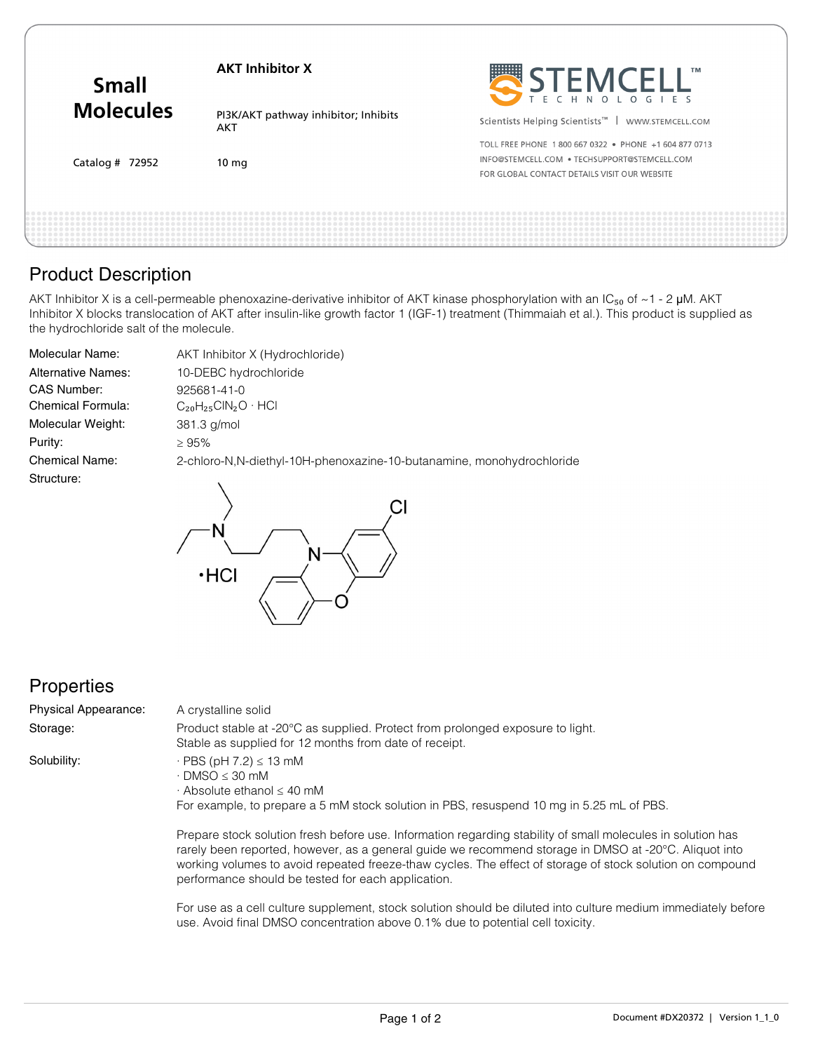# Small Molecules

**AKT Inhibitor X**

PI3K/AKT pathway inhibitor; Inhibits AKT

Catalog # 72952 &nbsp;&nbsp;&nbsp; 10 mg

STEMCELL™ TECHNOLOGIES

Scientists Helping Scientists™ | WWW.STEMCELL.COM

TOLL FREE PHONE 1 800 667 0322 • PHONE +1 604 877 0713
INFO@STEMCELL.COM • TECHSUPPORT@STEMCELL.COM
FOR GLOBAL CONTACT DETAILS VISIT OUR WEBSITE

## Product Description

AKT Inhibitor X is a cell-permeable phenoxazine-derivative inhibitor of AKT kinase phosphorylation with an $IC_{50}$ of ~1 - 2 µM. AKT Inhibitor X blocks translocation of AKT after insulin-like growth factor 1 (IGF-1) treatment (Thimmaiah et al.). This product is supplied as the hydrochloride salt of the molecule.

| | |
|---|---|
| Molecular Name: | AKT Inhibitor X (Hydrochloride) |
| Alternative Names: | 10-DEBC hydrochloride |
| CAS Number: | 925681-41-0 |
| Chemical Formula: | $C_{20}H_{25}ClN_2O \cdot HCl$ |
| Molecular Weight: | 381.3 g/mol |
| Purity: | ≥ 95% |
| Chemical Name: | 2-chloro-N,N-diethyl-10H-phenoxazine-10-butanamine, monohydrochloride |
| Structure: | |

## Properties

| | |
|---|---|
| Physical Appearance: | A crystalline solid |
| Storage: | Product stable at -20°C as supplied. Protect from prolonged exposure to light. Stable as supplied for 12 months from date of receipt. |
| Solubility: | · PBS (pH 7.2) ≤ 13 mM<br>· DMSO ≤ 30 mM<br>· Absolute ethanol ≤ 40 mM<br>For example, to prepare a 5 mM stock solution in PBS, resuspend 10 mg in 5.25 mL of PBS. |

Prepare stock solution fresh before use. Information regarding stability of small molecules in solution has rarely been reported, however, as a general guide we recommend storage in DMSO at -20°C. Aliquot into working volumes to avoid repeated freeze-thaw cycles. The effect of storage of stock solution on compound performance should be tested for each application.

For use as a cell culture supplement, stock solution should be diluted into culture medium immediately before use. Avoid final DMSO concentration above 0.1% due to potential cell toxicity.

Document #DX20372 | Version 1_1_0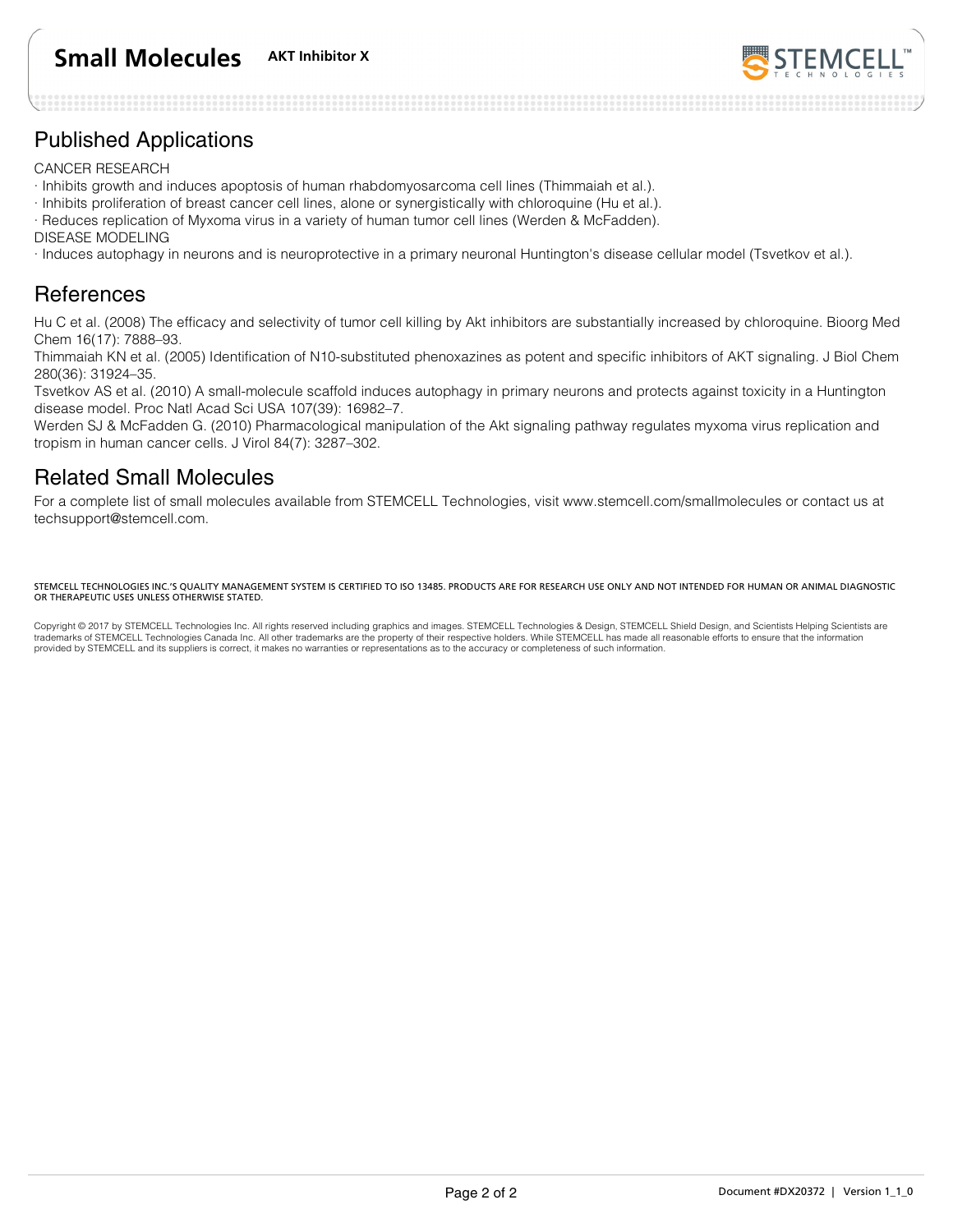## Published Applications

CANCER RESEARCH

- Inhibits growth and induces apoptosis of human rhabdomyosarcoma cell lines (Thimmaiah et al.).
- Inhibits proliferation of breast cancer cell lines, alone or synergistically with chloroquine (Hu et al.).
- Reduces replication of Myxoma virus in a variety of human tumor cell lines (Werden & McFadden).

DISEASE MODELING

- Induces autophagy in neurons and is neuroprotective in a primary neuronal Huntington's disease cellular model (Tsvetkov et al.).

## References

Hu C et al. (2008) The efficacy and selectivity of tumor cell killing by Akt inhibitors are substantially increased by chloroquine. Bioorg Med Chem 16(17): 7888–93.

Thimmaiah KN et al. (2005) Identification of N10-substituted phenoxazines as potent and specific inhibitors of AKT signaling. J Biol Chem 280(36): 31924–35.

Tsvetkov AS et al. (2010) A small-molecule scaffold induces autophagy in primary neurons and protects against toxicity in a Huntington disease model. Proc Natl Acad Sci USA 107(39): 16982–7.

Werden SJ & McFadden G. (2010) Pharmacological manipulation of the Akt signaling pathway regulates myxoma virus replication and tropism in human cancer cells. J Virol 84(7): 3287–302.

## Related Small Molecules

For a complete list of small molecules available from STEMCELL Technologies, visit www.stemcell.com/smallmolecules or contact us at techsupport@stemcell.com.

STEMCELL TECHNOLOGIES INC.'S QUALITY MANAGEMENT SYSTEM IS CERTIFIED TO ISO 13485. PRODUCTS ARE FOR RESEARCH USE ONLY AND NOT INTENDED FOR HUMAN OR ANIMAL DIAGNOSTIC OR THERAPEUTIC USES UNLESS OTHERWISE STATED.

Copyright © 2017 by STEMCELL Technologies Inc. All rights reserved including graphics and images. STEMCELL Technologies & Design, STEMCELL Shield Design, and Scientists Helping Scientists are trademarks of STEMCELL Technologies Canada Inc. All other trademarks are the property of their respective holders. While STEMCELL has made all reasonable efforts to ensure that the information provided by STEMCELL and its suppliers is correct, it makes no warranties or representations as to the accuracy or completeness of such information.